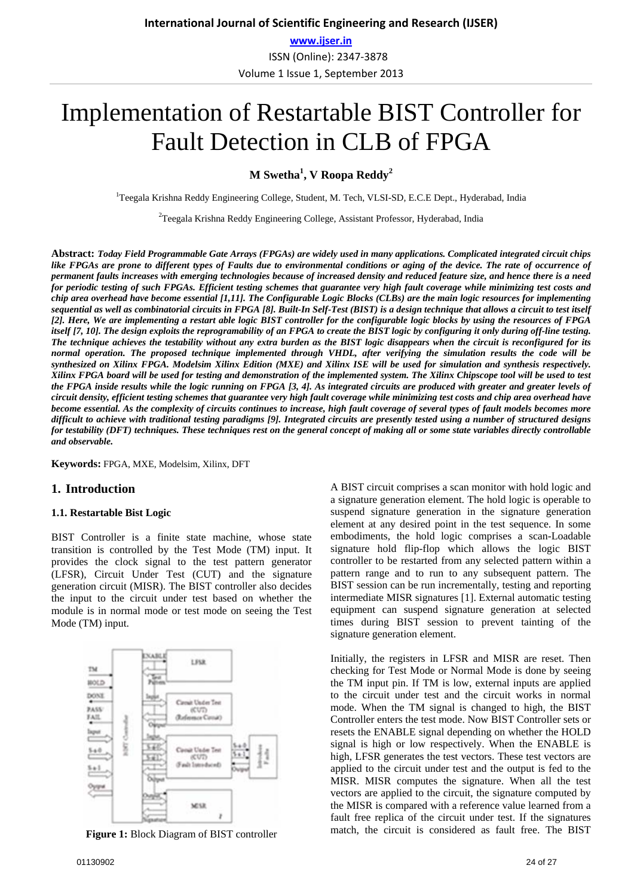# Implementation of Restartable BIST Controller for Fault Detection in CLB of FPGA

**M Swetha[1], V Roopa Reddy[2]**

[1]Teegala Krishna Reddy Engineering College, Student, M. Tech, VLSI-SD, E.C.E Dept., Hyderabad, India

[2]Teegala Krishna Reddy Engineering College, Assistant Professor, Hyderabad, India

**Abstract:** ***Today Field Programmable Gate Arrays (FPGAs) are widely used in many applications. Complicated integrated circuit chips like FPGAs are prone to different types of Faults due to environmental conditions or aging of the device. The rate of occurrence of permanent faults increases with emerging technologies because of increased density and reduced feature size, and hence there is a need for periodic testing of such FPGAs. Efficient testing schemes that guarantee very high fault coverage while minimizing test costs and chip area overhead have become essential [1,11]. The Configurable Logic Blocks (CLBs) are the main logic resources for implementing sequential as well as combinatorial circuits in FPGA [8]. Built-In Self-Test (BIST) is a design technique that allows a circuit to test itself [2]. Here, We are implementing a restart able logic BIST controller for the configurable logic blocks by using the resources of FPGA itself [7, 10]. The design exploits the reprogrammability of an FPGA to create the BIST logic by configuring it only during off-line testing. The technique achieves the testability without any extra burden as the BIST logic disappears when the circuit is reconfigured for its normal operation. The proposed technique implemented through VHDL, after verifying the simulation results the code will be synthesized on Xilinx FPGA. Modelsim Xilinx Edition (MXE) and Xilinx ISE will be used for simulation and synthesis respectively. Xilinx FPGA board will be used for testing and demonstration of the implemented system. The Xilinx Chipscope tool will be used to test the FPGA inside results while the logic running on FPGA [3, 4]. As integrated circuits are produced with greater and greater levels of circuit density, efficient testing schemes that guarantee very high fault coverage while minimizing test costs and chip area overhead have become essential. As the complexity of circuits continues to increase, high fault coverage of several types of fault models becomes more difficult to achieve with traditional testing paradigms [9]. Integrated circuits are presently tested using a number of structured designs for testability (DFT) techniques. These techniques rest on the general concept of making all or some state variables directly controllable and observable.***

**Keywords:** FPGA, MXE, Modelsim, Xilinx, DFT

## 1. Introduction

### 1.1. Restartable Bist Logic

BIST Controller is a finite state machine, whose state transition is controlled by the Test Mode (TM) input. It provides the clock signal to the test pattern generator (LFSR), Circuit Under Test (CUT) and the signature generation circuit (MISR). The BIST controller also decides the input to the circuit under test based on whether the module is in normal mode or test mode on seeing the Test Mode (TM) input.

**Figure 1:** Block Diagram of BIST controller

A BIST circuit comprises a scan monitor with hold logic and a signature generation element. The hold logic is operable to suspend signature generation in the signature generation element at any desired point in the test sequence. In some embodiments, the hold logic comprises a scan-Loadable signature hold flip-flop which allows the logic BIST controller to be restarted from any selected pattern within a pattern range and to run to any subsequent pattern. The BIST session can be run incrementally, testing and reporting intermediate MISR signatures [1]. External automatic testing equipment can suspend signature generation at selected times during BIST session to prevent tainting of the signature generation element.

Initially, the registers in LFSR and MISR are reset. Then checking for Test Mode or Normal Mode is done by seeing the TM input pin. If TM is low, external inputs are applied to the circuit under test and the circuit works in normal mode. When the TM signal is changed to high, the BIST Controller enters the test mode. Now BIST Controller sets or resets the ENABLE signal depending on whether the HOLD signal is high or low respectively. When the ENABLE is high, LFSR generates the test vectors. These test vectors are applied to the circuit under test and the output is fed to the MISR. MISR computes the signature. When all the test vectors are applied to the circuit, the signature computed by the MISR is compared with a reference value learned from a fault free replica of the circuit under test. If the signatures match, the circuit is considered as fault free. The BIST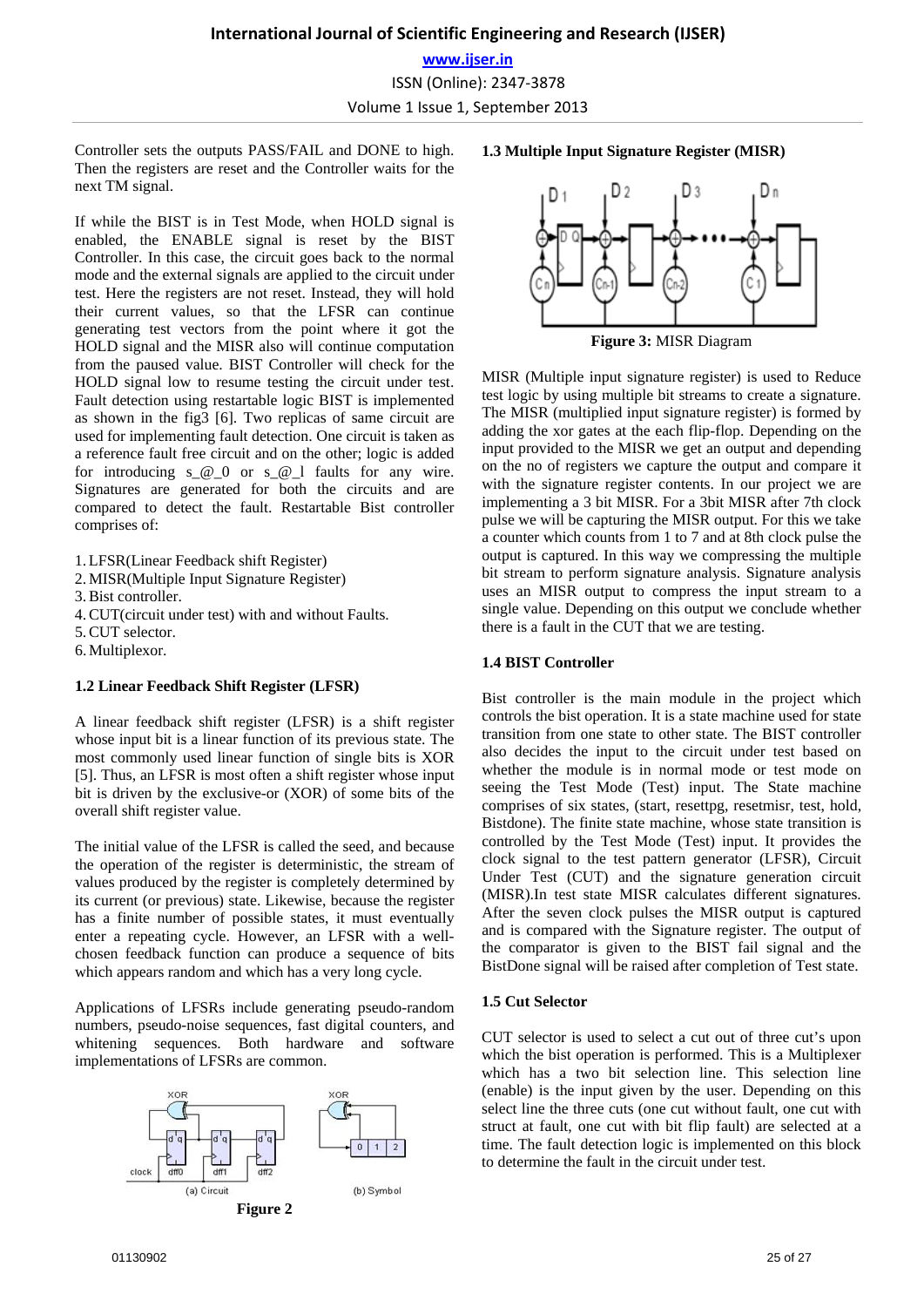Controller sets the outputs PASS/FAIL and DONE to high. Then the registers are reset and the Controller waits for the next TM signal.

If while the BIST is in Test Mode, when HOLD signal is enabled, the ENABLE signal is reset by the BIST Controller. In this case, the circuit goes back to the normal mode and the external signals are applied to the circuit under test. Here the registers are not reset. Instead, they will hold their current values, so that the LFSR can continue generating test vectors from the point where it got the HOLD signal and the MISR also will continue computation from the paused value. BIST Controller will check for the HOLD signal low to resume testing the circuit under test. Fault detection using restartable logic BIST is implemented as shown in the fig3 [6]. Two replicas of same circuit are used for implementing fault detection. One circuit is taken as a reference fault free circuit and on the other; logic is added for introducing s_@_0 or s_@_l faults for any wire. Signatures are generated for both the circuits and are compared to detect the fault. Restartable Bist controller comprises of:

1. LFSR(Linear Feedback shift Register)
2. MISR(Multiple Input Signature Register)
3. Bist controller.
4. CUT(circuit under test) with and without Faults.
5. CUT selector.
6. Multiplexor.

### 1.2 Linear Feedback Shift Register (LFSR)

A linear feedback shift register (LFSR) is a shift register whose input bit is a linear function of its previous state. The most commonly used linear function of single bits is XOR [5]. Thus, an LFSR is most often a shift register whose input bit is driven by the exclusive-or (XOR) of some bits of the overall shift register value.

The initial value of the LFSR is called the seed, and because the operation of the register is deterministic, the stream of values produced by the register is completely determined by its current (or previous) state. Likewise, because the register has a finite number of possible states, it must eventually enter a repeating cycle. However, an LFSR with a well-chosen feedback function can produce a sequence of bits which appears random and which has a very long cycle.

Applications of LFSRs include generating pseudo-random numbers, pseudo-noise sequences, fast digital counters, and whitening sequences. Both hardware and software implementations of LFSRs are common.

(a) Circuit (b) Symbol

**Figure 2**

### 1.3 Multiple Input Signature Register (MISR)

**Figure 3:** MISR Diagram

MISR (Multiple input signature register) is used to Reduce test logic by using multiple bit streams to create a signature. The MISR (multiplied input signature register) is formed by adding the xor gates at the each flip-flop. Depending on the input provided to the MISR we get an output and depending on the no of registers we capture the output and compare it with the signature register contents. In our project we are implementing a 3 bit MISR. For a 3bit MISR after 7th clock pulse we will be capturing the MISR output. For this we take a counter which counts from 1 to 7 and at 8th clock pulse the output is captured. In this way we compressing the multiple bit stream to perform signature analysis. Signature analysis uses an MISR output to compress the input stream to a single value. Depending on this output we conclude whether there is a fault in the CUT that we are testing.

### 1.4 BIST Controller

Bist controller is the main module in the project which controls the bist operation. It is a state machine used for state transition from one state to other state. The BIST controller also decides the input to the circuit under test based on whether the module is in normal mode or test mode on seeing the Test Mode (Test) input. The State machine comprises of six states, (start, resettpg, resetmisr, test, hold, Bistdone). The finite state machine, whose state transition is controlled by the Test Mode (Test) input. It provides the clock signal to the test pattern generator (LFSR), Circuit Under Test (CUT) and the signature generation circuit (MISR).In test state MISR calculates different signatures. After the seven clock pulses the MISR output is captured and is compared with the Signature register. The output of the comparator is given to the BIST fail signal and the BistDone signal will be raised after completion of Test state.

### 1.5 Cut Selector

CUT selector is used to select a cut out of three cut's upon which the bist operation is performed. This is a Multiplexer which has a two bit selection line. This selection line (enable) is the input given by the user. Depending on this select line the three cuts (one cut without fault, one cut with struct at fault, one cut with bit flip fault) are selected at a time. The fault detection logic is implemented on this block to determine the fault in the circuit under test.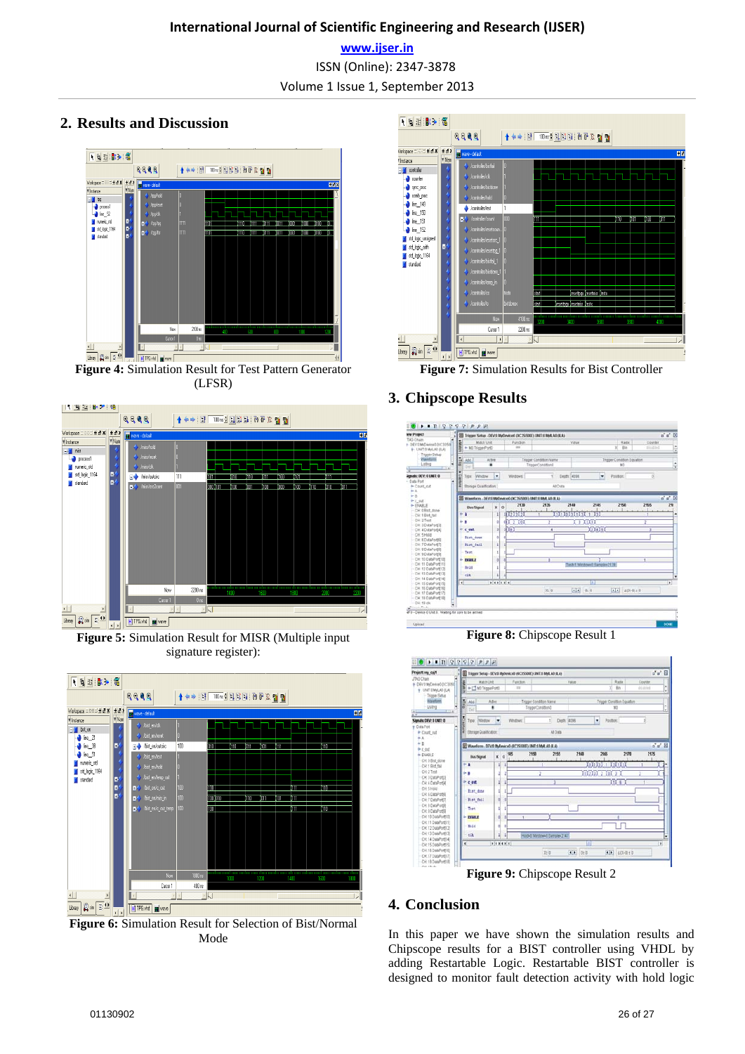## 2. Results and Discussion

**Figure 4:** Simulation Result for Test Pattern Generator (LFSR)

**Figure 5:** Simulation Result for MISR (Multiple input signature register):

**Figure 6:** Simulation Result for Selection of Bist/Normal Mode

**Figure 7:** Simulation Results for Bist Controller

## 3. Chipscope Results

**Figure 8:** Chipscope Result 1

**Figure 9:** Chipscope Result 2

## 4. Conclusion

In this paper we have shown the simulation results and Chipscope results for a BIST controller using VHDL by adding Restartable Logic. Restartable BIST controller is designed to monitor fault detection activity with hold logic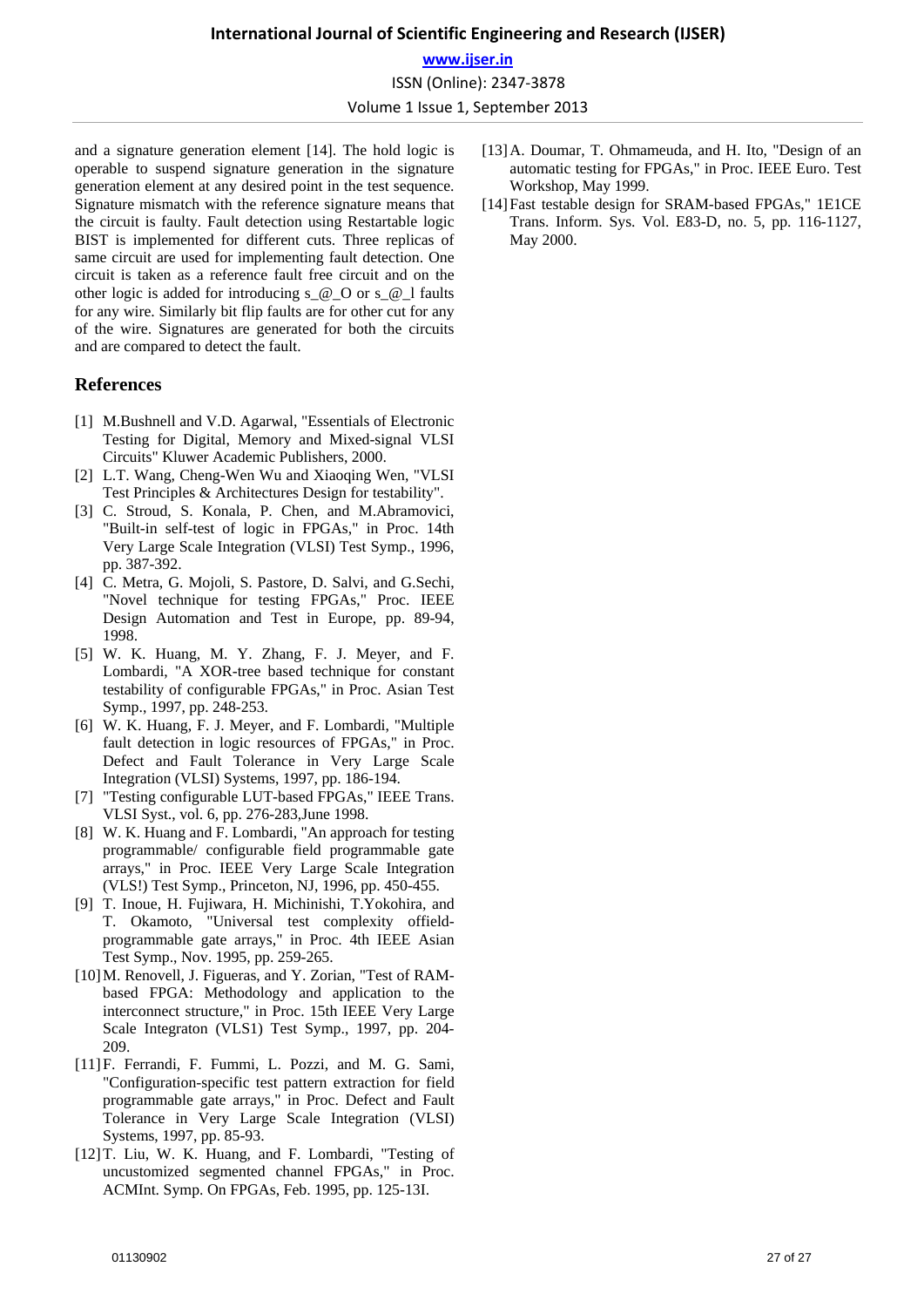and a signature generation element [14]. The hold logic is operable to suspend signature generation in the signature generation element at any desired point in the test sequence. Signature mismatch with the reference signature means that the circuit is faulty. Fault detection using Restartable logic BIST is implemented for different cuts. Three replicas of same circuit are used for implementing fault detection. One circuit is taken as a reference fault free circuit and on the other logic is added for introducing s_@_O or s_@_l faults for any wire. Similarly bit flip faults are for other cut for any of the wire. Signatures are generated for both the circuits and are compared to detect the fault.

## References

[1] M.Bushnell and V.D. Agarwal, "Essentials of Electronic Testing for Digital, Memory and Mixed-signal VLSI Circuits" Kluwer Academic Publishers, 2000.

[2] L.T. Wang, Cheng-Wen Wu and Xiaoqing Wen, "VLSI Test Principles & Architectures Design for testability".

[3] C. Stroud, S. Konala, P. Chen, and M.Abramovici, "Built-in self-test of logic in FPGAs," in Proc. 14th Very Large Scale Integration (VLSI) Test Symp., 1996, pp. 387-392.

[4] C. Metra, G. Mojoli, S. Pastore, D. Salvi, and G.Sechi, "Novel technique for testing FPGAs," Proc. IEEE Design Automation and Test in Europe, pp. 89-94, 1998.

[5] W. K. Huang, M. Y. Zhang, F. J. Meyer, and F. Lombardi, "A XOR-tree based technique for constant testability of configurable FPGAs," in Proc. Asian Test Symp., 1997, pp. 248-253.

[6] W. K. Huang, F. J. Meyer, and F. Lombardi, "Multiple fault detection in logic resources of FPGAs," in Proc. Defect and Fault Tolerance in Very Large Scale Integration (VLSI) Systems, 1997, pp. 186-194.

[7] "Testing configurable LUT-based FPGAs," IEEE Trans. VLSI Syst., vol. 6, pp. 276-283,June 1998.

[8] W. K. Huang and F. Lombardi, "An approach for testing programmable/ configurable field programmable gate arrays," in Proc. IEEE Very Large Scale Integration (VLS!) Test Symp., Princeton, NJ, 1996, pp. 450-455.

[9] T. Inoue, H. Fujiwara, H. Michinishi, T.Yokohira, and T. Okamoto, "Universal test complexity offield-programmable gate arrays," in Proc. 4th IEEE Asian Test Symp., Nov. 1995, pp. 259-265.

[10] M. Renovell, J. Figueras, and Y. Zorian, "Test of RAM-based FPGA: Methodology and application to the interconnect structure," in Proc. 15th IEEE Very Large Scale Integraton (VLS1) Test Symp., 1997, pp. 204-209.

[11] F. Ferrandi, F. Fummi, L. Pozzi, and M. G. Sami, "Configuration-specific test pattern extraction for field programmable gate arrays," in Proc. Defect and Fault Tolerance in Very Large Scale Integration (VLSI) Systems, 1997, pp. 85-93.

[12] T. Liu, W. K. Huang, and F. Lombardi, "Testing of uncustomized segmented channel FPGAs," in Proc. ACMInt. Symp. On FPGAs, Feb. 1995, pp. 125-13I.

[13] A. Doumar, T. Ohmameuda, and H. Ito, "Design of an automatic testing for FPGAs," in Proc. IEEE Euro. Test Workshop, May 1999.

[14] Fast testable design for SRAM-based FPGAs," 1E1CE Trans. Inform. Sys. Vol. E83-D, no. 5, pp. 116-1127, May 2000.